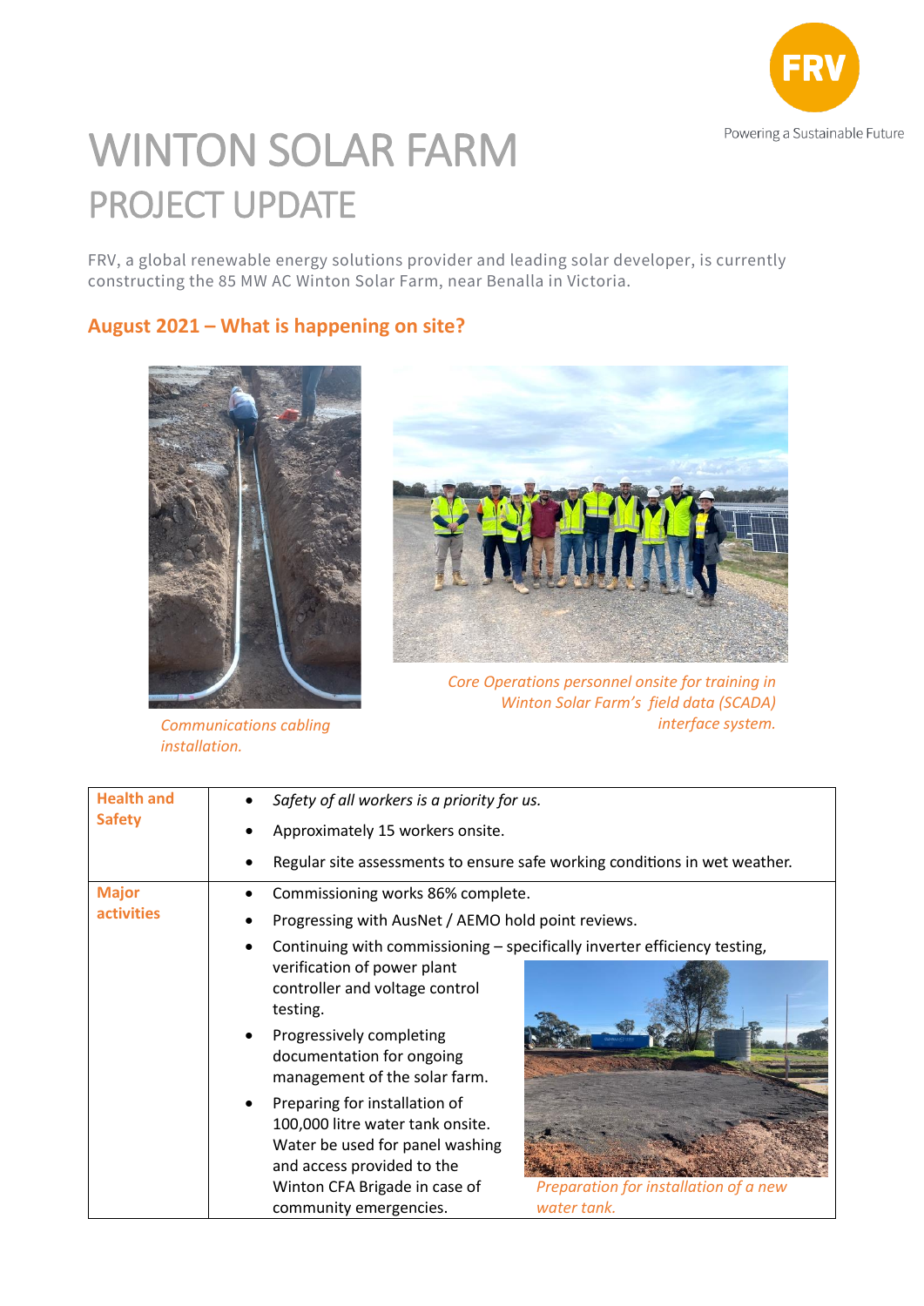# WINTON SOLAR FARM

## PROJECT UPDATE

FRV, a global renewable energy solutions provider and leading solar developer, is currently constructing the 85 MW AC Winton Solar Farm, near Benalla in Victoria.

### August 2021 – What is happening on site?

*Communications cabling installation.*

*Core Operations personnel onsite for training in Winton Solar Farm's field data (SCADA) interface system.*

| | |
|---|---|
| **Health and Safety** | • *Safety of all workers is a priority for us.*<br>• Approximately 15 workers onsite.<br>• Regular site assessments to ensure safe working conditions in wet weather. |
| **Major activities** | • Commissioning works 86% complete.<br>• Progressing with AusNet / AEMO hold point reviews.<br>• Continuing with commissioning – specifically inverter efficiency testing, verification of power plant controller and voltage control testing.<br>• Progressively completing documentation for ongoing management of the solar farm.<br>• Preparing for installation of 100,000 litre water tank onsite. Water be used for panel washing and access provided to the Winton CFA Brigade in case of community emergencies.<br><br>*Preparation for installation of a new water tank.* |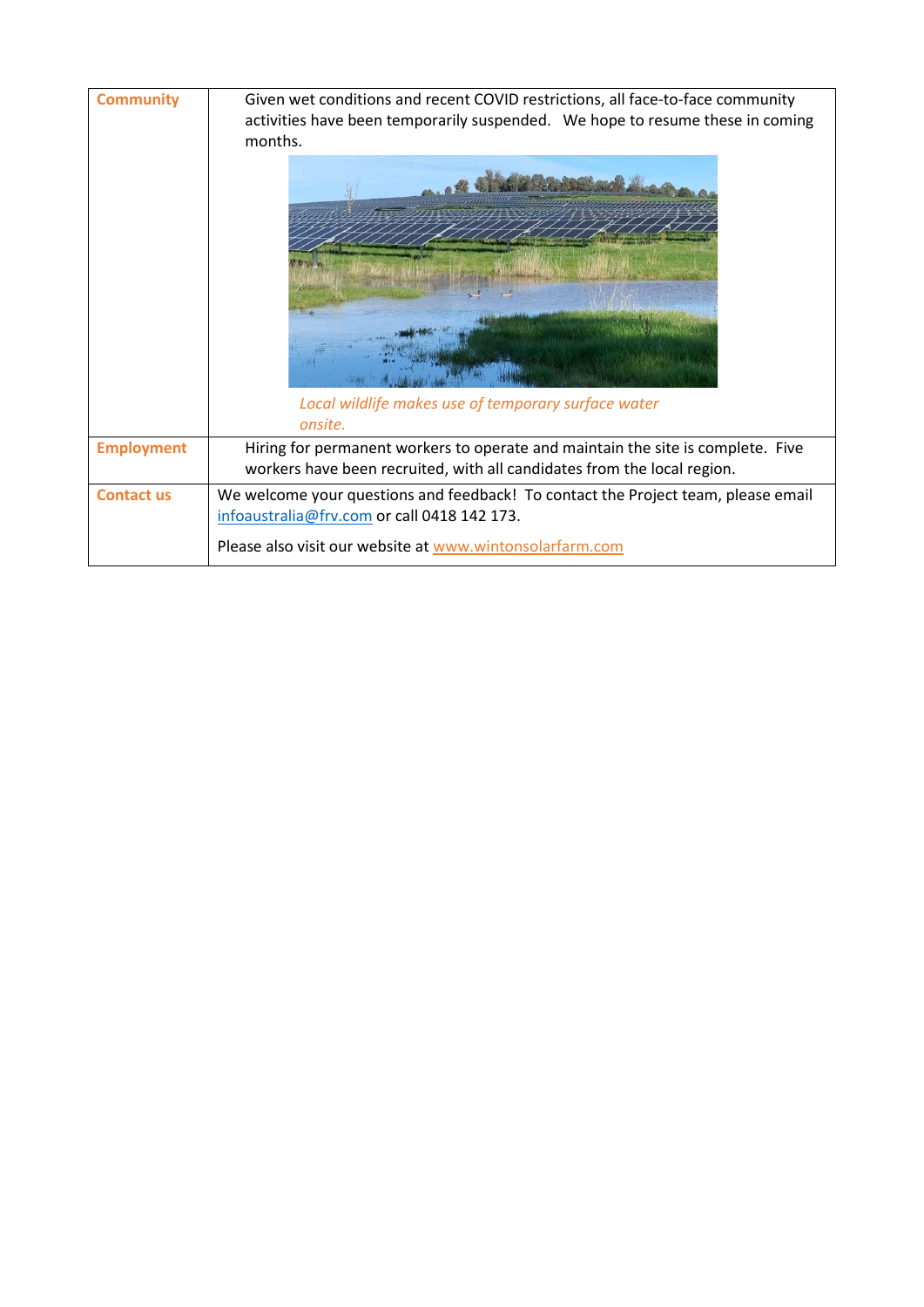| | |
|---|---|
| **Community** | Given wet conditions and recent COVID restrictions, all face-to-face community activities have been temporarily suspended. We hope to resume these in coming months. *Local wildlife makes use of temporary surface water onsite.* |
| **Employment** | Hiring for permanent workers to operate and maintain the site is complete. Five workers have been recruited, with all candidates from the local region. |
| **Contact us** | We welcome your questions and feedback! To contact the Project team, please email infoaustralia@frv.com or call 0418 142 173. Please also visit our website at www.wintonsolarfarm.com |